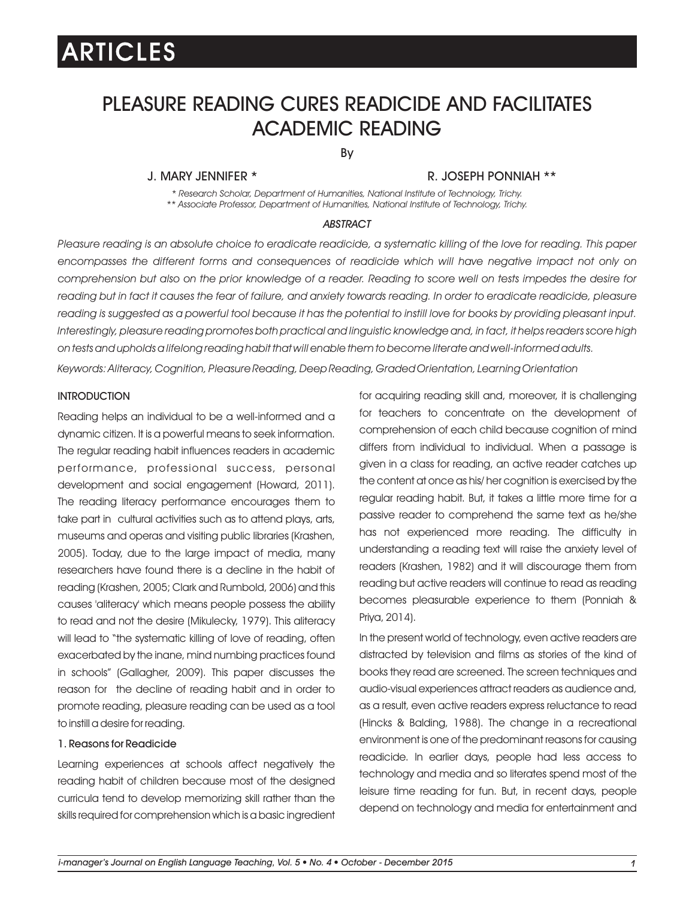# ARTICLES

# PLEASURE READING CURES READICIDE AND FACILITATES ACADEMIC READING

By

**J. MARY JENNIFER \*** **R. JOSEPH PONNIAH \*\***

*\* Research Scholar, Department of Humanities, National Institute of Technology, Trichy.*
*\*\* Associate Professor, Department of Humanities, National Institute of Technology, Trichy.*

### ABSTRACT

*Pleasure reading is an absolute choice to eradicate readicide, a systematic killing of the love for reading. This paper encompasses the different forms and consequences of readicide which will have negative impact not only on comprehension but also on the prior knowledge of a reader. Reading to score well on tests impedes the desire for reading but in fact it causes the fear of failure, and anxiety towards reading. In order to eradicate readicide, pleasure reading is suggested as a powerful tool because it has the potential to instill love for books by providing pleasant input. Interestingly, pleasure reading promotes both practical and linguistic knowledge and, in fact, it helps readers score high on tests and upholds a lifelong reading habit that will enable them to become literate and well-informed adults.*

*Keywords: Aliteracy, Cognition, Pleasure Reading, Deep Reading, Graded Orientation, Learning Orientation*

## INTRODUCTION

Reading helps an individual to be a well-informed and a dynamic citizen. It is a powerful means to seek information. The regular reading habit influences readers in academic performance, professional success, personal development and social engagement (Howard, 2011). The reading literacy performance encourages them to take part in cultural activities such as to attend plays, arts, museums and operas and visiting public libraries (Krashen, 2005). Today, due to the large impact of media, many researchers have found there is a decline in the habit of reading (Krashen, 2005; Clark and Rumbold, 2006) and this causes 'aliteracy' which means people possess the ability to read and not the desire (Mikulecky, 1979). This aliteracy will lead to "the systematic killing of love of reading, often exacerbated by the inane, mind numbing practices found in schools" (Gallagher, 2009). This paper discusses the reason for the decline of reading habit and in order to promote reading, pleasure reading can be used as a tool to instill a desire for reading.

### 1. Reasons for Readicide

Learning experiences at schools affect negatively the reading habit of children because most of the designed curricula tend to develop memorizing skill rather than the skills required for comprehension which is a basic ingredient for acquiring reading skill and, moreover, it is challenging for teachers to concentrate on the development of comprehension of each child because cognition of mind differs from individual to individual. When a passage is given in a class for reading, an active reader catches up the content at once as his/ her cognition is exercised by the regular reading habit. But, it takes a little more time for a passive reader to comprehend the same text as he/she has not experienced more reading. The difficulty in understanding a reading text will raise the anxiety level of readers (Krashen, 1982) and it will discourage them from reading but active readers will continue to read as reading becomes pleasurable experience to them (Ponniah & Priya, 2014).

In the present world of technology, even active readers are distracted by television and films as stories of the kind of books they read are screened. The screen techniques and audio-visual experiences attract readers as audience and, as a result, even active readers express reluctance to read (Hincks & Balding, 1988). The change in a recreational environment is one of the predominant reasons for causing readicide. In earlier days, people had less access to technology and media and so literates spend most of the leisure time reading for fun. But, in recent days, people depend on technology and media for entertainment and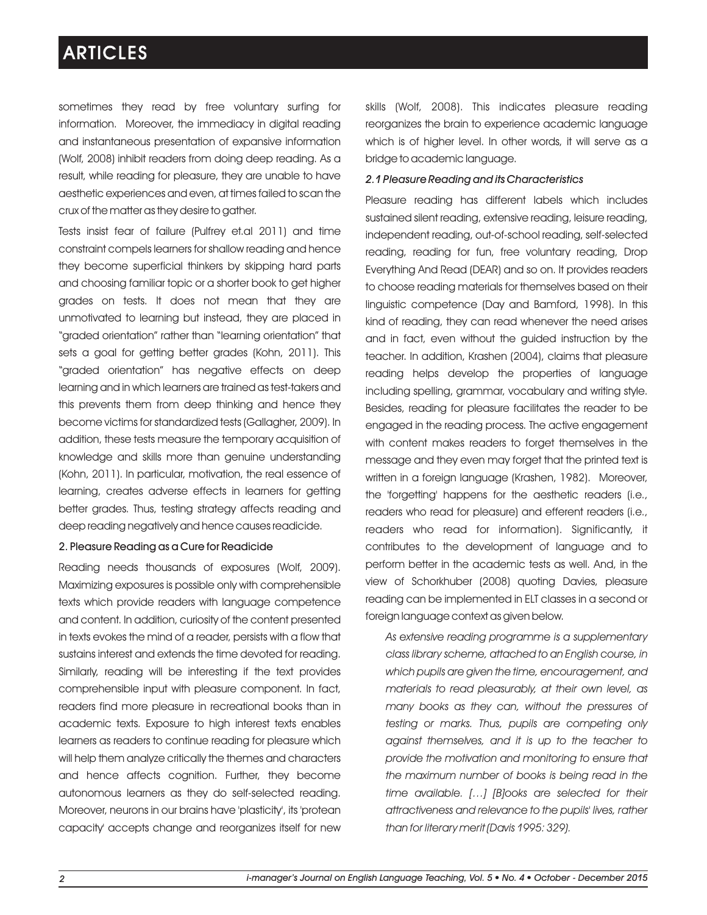sometimes they read by free voluntary surfing for information. Moreover, the immediacy in digital reading and instantaneous presentation of expansive information (Wolf, 2008) inhibit readers from doing deep reading. As a result, while reading for pleasure, they are unable to have aesthetic experiences and even, at times failed to scan the crux of the matter as they desire to gather.

Tests insist fear of failure (Pulfrey et.al 2011) and time constraint compels learners for shallow reading and hence they become superficial thinkers by skipping hard parts and choosing familiar topic or a shorter book to get higher grades on tests. It does not mean that they are unmotivated to learning but instead, they are placed in "graded orientation" rather than "learning orientation" that sets a goal for getting better grades (Kohn, 2011). This "graded orientation" has negative effects on deep learning and in which learners are trained as test-takers and this prevents them from deep thinking and hence they become victims for standardized tests (Gallagher, 2009). In addition, these tests measure the temporary acquisition of knowledge and skills more than genuine understanding (Kohn, 2011). In particular, motivation, the real essence of learning, creates adverse effects in learners for getting better grades. Thus, testing strategy affects reading and deep reading negatively and hence causes readicide.

## 2. Pleasure Reading as a Cure for Readicide

Reading needs thousands of exposures (Wolf, 2009). Maximizing exposures is possible only with comprehensible texts which provide readers with language competence and content. In addition, curiosity of the content presented in texts evokes the mind of a reader, persists with a flow that sustains interest and extends the time devoted for reading. Similarly, reading will be interesting if the text provides comprehensible input with pleasure component. In fact, readers find more pleasure in recreational books than in academic texts. Exposure to high interest texts enables learners as readers to continue reading for pleasure which will help them analyze critically the themes and characters and hence affects cognition. Further, they become autonomous learners as they do self-selected reading. Moreover, neurons in our brains have 'plasticity', its 'protean capacity' accepts change and reorganizes itself for new skills (Wolf, 2008). This indicates pleasure reading reorganizes the brain to experience academic language which is of higher level. In other words, it will serve as a bridge to academic language.

### *2.1 Pleasure Reading and its Characteristics*

Pleasure reading has different labels which includes sustained silent reading, extensive reading, leisure reading, independent reading, out-of-school reading, self-selected reading, reading for fun, free voluntary reading, Drop Everything And Read (DEAR) and so on. It provides readers to choose reading materials for themselves based on their linguistic competence (Day and Bamford, 1998). In this kind of reading, they can read whenever the need arises and in fact, even without the guided instruction by the teacher. In addition, Krashen (2004), claims that pleasure reading helps develop the properties of language including spelling, grammar, vocabulary and writing style. Besides, reading for pleasure facilitates the reader to be engaged in the reading process. The active engagement with content makes readers to forget themselves in the message and they even may forget that the printed text is written in a foreign language (Krashen, 1982). Moreover, the 'forgetting' happens for the aesthetic readers (i.e., readers who read for pleasure) and efferent readers (i.e., readers who read for information). Significantly, it contributes to the development of language and to perform better in the academic tests as well. And, in the view of Schorkhuber (2008) quoting Davies, pleasure reading can be implemented in ELT classes in a second or foreign language context as given below.

> *As extensive reading programme is a supplementary class library scheme, attached to an English course, in which pupils are given the time, encouragement, and materials to read pleasurably, at their own level, as many books as they can, without the pressures of testing or marks. Thus, pupils are competing only against themselves, and it is up to the teacher to provide the motivation and monitoring to ensure that the maximum number of books is being read in the time available. […] [B]ooks are selected for their attractiveness and relevance to the pupils' lives, rather than for literary merit (Davis 1995: 329).*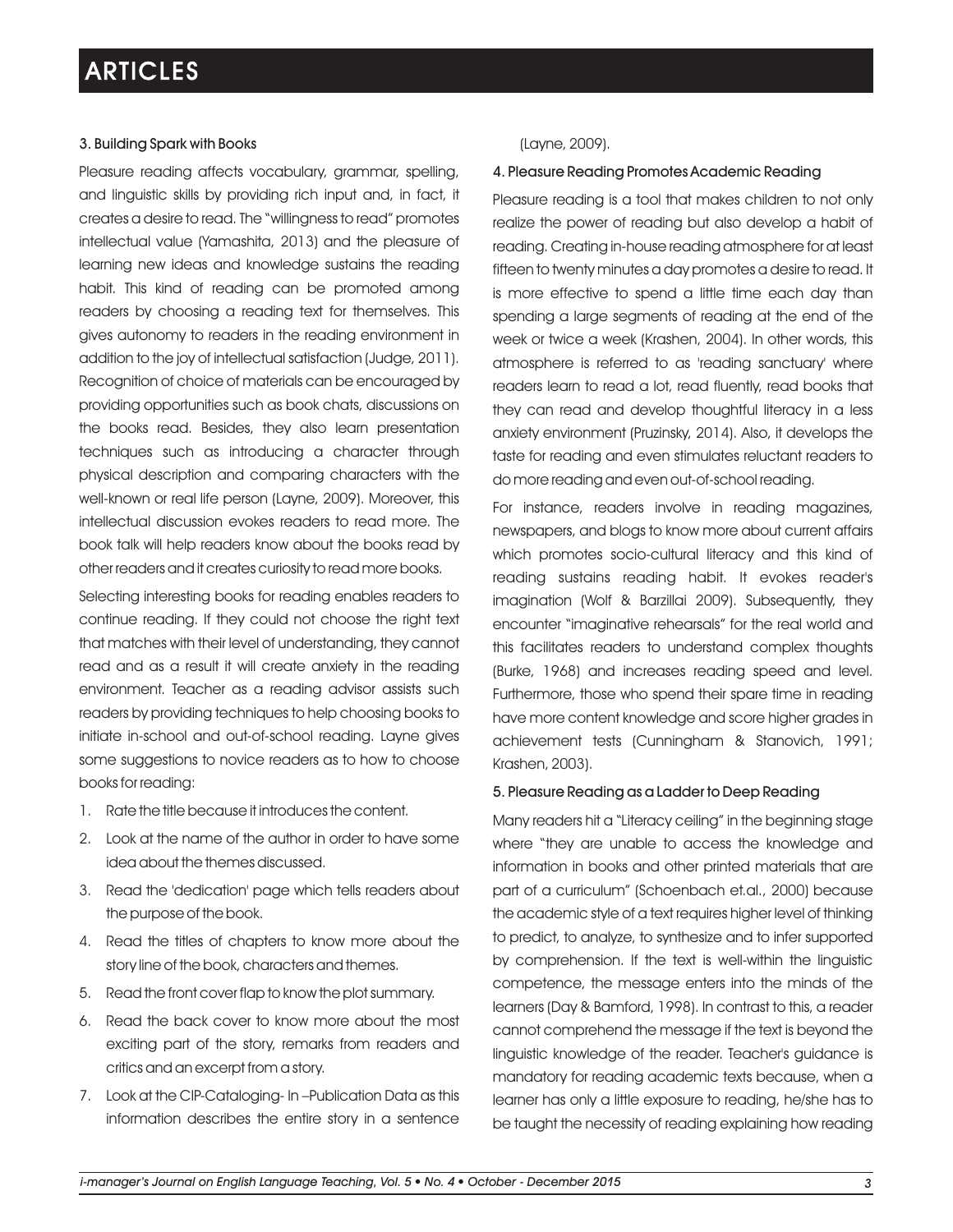### 3. Building Spark with Books

Pleasure reading affects vocabulary, grammar, spelling, and linguistic skills by providing rich input and, in fact, it creates a desire to read. The "willingness to read" promotes intellectual value (Yamashita, 2013) and the pleasure of learning new ideas and knowledge sustains the reading habit. This kind of reading can be promoted among readers by choosing a reading text for themselves. This gives autonomy to readers in the reading environment in addition to the joy of intellectual satisfaction (Judge, 2011). Recognition of choice of materials can be encouraged by providing opportunities such as book chats, discussions on the books read. Besides, they also learn presentation techniques such as introducing a character through physical description and comparing characters with the well-known or real life person (Layne, 2009). Moreover, this intellectual discussion evokes readers to read more. The book talk will help readers know about the books read by other readers and it creates curiosity to read more books.

Selecting interesting books for reading enables readers to continue reading. If they could not choose the right text that matches with their level of understanding, they cannot read and as a result it will create anxiety in the reading environment. Teacher as a reading advisor assists such readers by providing techniques to help choosing books to initiate in-school and out-of-school reading. Layne gives some suggestions to novice readers as to how to choose books for reading:

1. Rate the title because it introduces the content.
2. Look at the name of the author in order to have some idea about the themes discussed.
3. Read the 'dedication' page which tells readers about the purpose of the book.
4. Read the titles of chapters to know more about the story line of the book, characters and themes.
5. Read the front cover flap to know the plot summary.
6. Read the back cover to know more about the most exciting part of the story, remarks from readers and critics and an excerpt from a story.
7. Look at the CIP-Cataloging- In –Publication Data as this information describes the entire story in a sentence (Layne, 2009).

### 4. Pleasure Reading Promotes Academic Reading

Pleasure reading is a tool that makes children to not only realize the power of reading but also develop a habit of reading. Creating in-house reading atmosphere for at least fifteen to twenty minutes a day promotes a desire to read. It is more effective to spend a little time each day than spending a large segments of reading at the end of the week or twice a week (Krashen, 2004). In other words, this atmosphere is referred to as 'reading sanctuary' where readers learn to read a lot, read fluently, read books that they can read and develop thoughtful literacy in a less anxiety environment (Pruzinsky, 2014). Also, it develops the taste for reading and even stimulates reluctant readers to do more reading and even out-of-school reading.

For instance, readers involve in reading magazines, newspapers, and blogs to know more about current affairs which promotes socio-cultural literacy and this kind of reading sustains reading habit. It evokes reader's imagination (Wolf & Barzillai 2009). Subsequently, they encounter "imaginative rehearsals" for the real world and this facilitates readers to understand complex thoughts (Burke, 1968) and increases reading speed and level. Furthermore, those who spend their spare time in reading have more content knowledge and score higher grades in achievement tests (Cunningham & Stanovich, 1991; Krashen, 2003).

### 5. Pleasure Reading as a Ladder to Deep Reading

Many readers hit a "Literacy ceiling" in the beginning stage where "they are unable to access the knowledge and information in books and other printed materials that are part of a curriculum" (Schoenbach et.al., 2000) because the academic style of a text requires higher level of thinking to predict, to analyze, to synthesize and to infer supported by comprehension. If the text is well-within the linguistic competence, the message enters into the minds of the learners (Day & Bamford, 1998). In contrast to this, a reader cannot comprehend the message if the text is beyond the linguistic knowledge of the reader. Teacher's guidance is mandatory for reading academic texts because, when a learner has only a little exposure to reading, he/she has to be taught the necessity of reading explaining how reading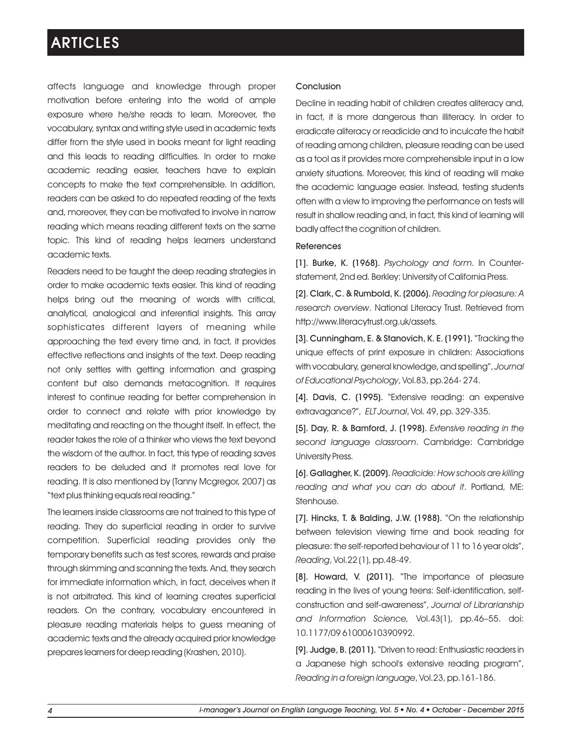affects language and knowledge through proper motivation before entering into the world of ample exposure where he/she reads to learn. Moreover, the vocabulary, syntax and writing style used in academic texts differ from the style used in books meant for light reading and this leads to reading difficulties. In order to make academic reading easier, teachers have to explain concepts to make the text comprehensible. In addition, readers can be asked to do repeated reading of the texts and, moreover, they can be motivated to involve in narrow reading which means reading different texts on the same topic. This kind of reading helps learners understand academic texts.

Readers need to be taught the deep reading strategies in order to make academic texts easier. This kind of reading helps bring out the meaning of words with critical, analytical, analogical and inferential insights. This array sophisticates different layers of meaning while approaching the text every time and, in fact, it provides effective reflections and insights of the text. Deep reading not only settles with getting information and grasping content but also demands metacognition. It requires interest to continue reading for better comprehension in order to connect and relate with prior knowledge by meditating and reacting on the thought itself. In effect, the reader takes the role of a thinker who views the text beyond the wisdom of the author. In fact, this type of reading saves readers to be deluded and it promotes real love for reading. It is also mentioned by (Tanny Mcgregor, 2007) as "text plus thinking equals real reading."

The learners inside classrooms are not trained to this type of reading. They do superficial reading in order to survive competition. Superficial reading provides only the temporary benefits such as test scores, rewards and praise through skimming and scanning the texts. And, they search for immediate information which, in fact, deceives when it is not arbitrated. This kind of learning creates superficial readers. On the contrary, vocabulary encountered in pleasure reading materials helps to guess meaning of academic texts and the already acquired prior knowledge prepares learners for deep reading (Krashen, 2010).

## Conclusion

Decline in reading habit of children creates aliteracy and, in fact, it is more dangerous than illiteracy. In order to eradicate aliteracy or readicide and to inculcate the habit of reading among children, pleasure reading can be used as a tool as it provides more comprehensible input in a low anxiety situations. Moreover, this kind of reading will make the academic language easier. Instead, testing students often with a view to improving the performance on tests will result in shallow reading and, in fact, this kind of learning will badly affect the cognition of children.

## References

**[1]. Burke, K. (1968).** *Psychology and form*. In Counter-statement, 2nd ed. Berkley: University of California Press.

**[2]. Clark, C. & Rumbold, K. (2006).** *Reading for pleasure: A research overview*. National Literacy Trust. Retrieved from http://www.literacytrust.org.uk/assets.

**[3]. Cunningham, E. & Stanovich, K. E. (1991).** "Tracking the unique effects of print exposure in children: Associations with vocabulary, general knowledge, and spelling", *Journal of Educational Psychology*, Vol.83, pp.264- 274.

**[4]. Davis, C. (1995).** "Extensive reading: an expensive extravagance?", *ELT Journal*, Vol. 49, pp. 329-335.

**[5]. Day, R. & Bamford, J. (1998).** *Extensive reading in the second language classroom*. Cambridge: Cambridge University Press.

**[6]. Gallagher, K. (2009).** *Readicide: How schools are killing reading and what you can do about it*. Portland, ME: Stenhouse.

**[7]. Hincks, T. & Balding, J.W. (1988).** "On the relationship between television viewing time and book reading for pleasure: the self-reported behaviour of 11 to 16 year olds", *Reading*, Vol.22 (1), pp.48-49.

**[8]. Howard, V. (2011).** "The importance of pleasure reading in the lives of young teens: Self-identification, self-construction and self-awareness", *Journal of Librarianship and Information Science,* Vol.43(1), pp.46–55. doi: 10.1177/09 61000610390992.

**[9]. Judge, B. (2011).** "Driven to read: Enthusiastic readers in a Japanese high school's extensive reading program", *Reading in a foreign language*, Vol.23, pp.161-186.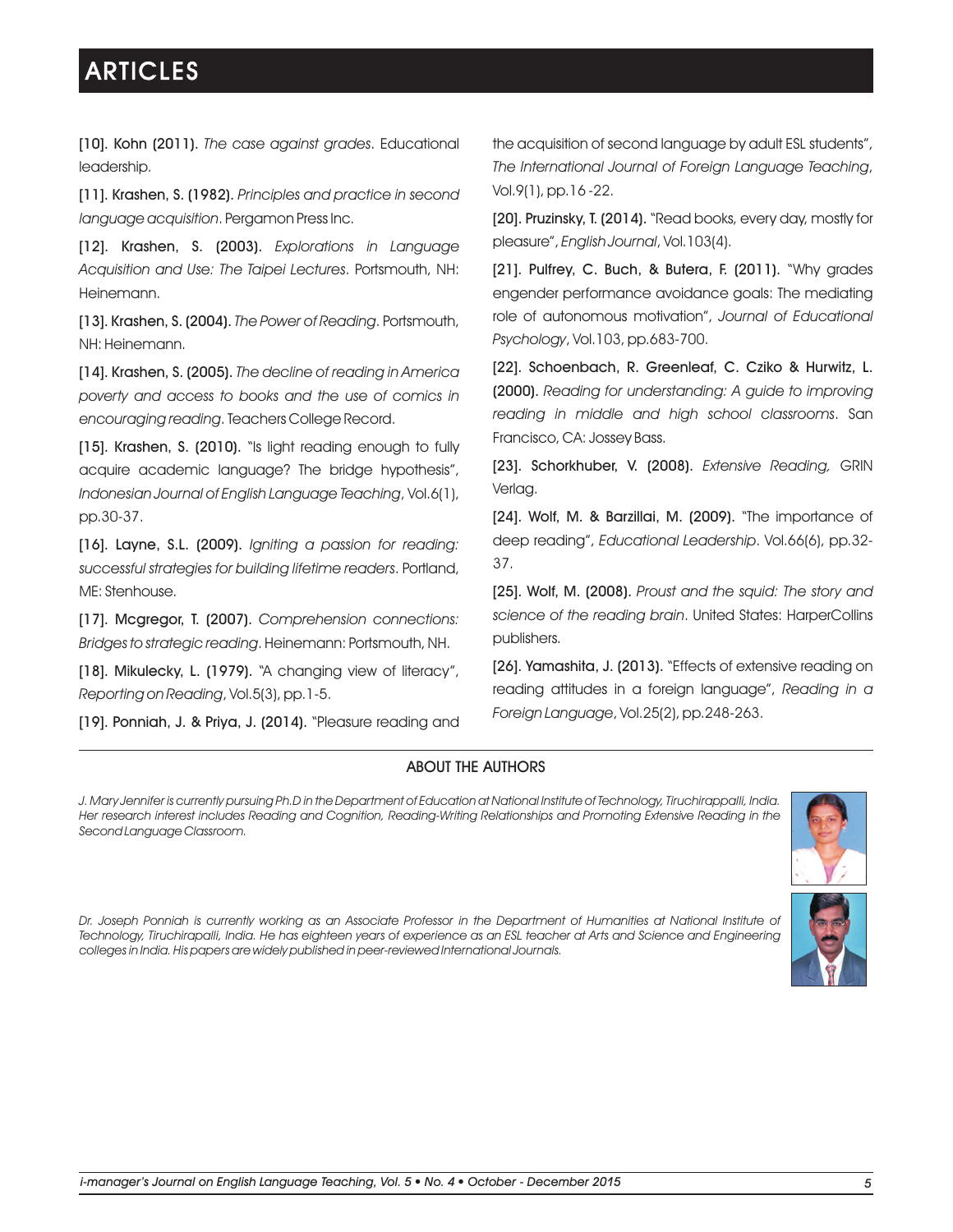[10]. **Kohn (2011).** *The case against grades*. Educational leadership.

[11]. **Krashen, S. (1982).** *Principles and practice in second language acquisition*. Pergamon Press Inc.

[12]. **Krashen, S. (2003).** *Explorations in Language Acquisition and Use: The Taipei Lectures*. Portsmouth, NH: Heinemann.

[13]. **Krashen, S. (2004).** *The Power of Reading*. Portsmouth, NH: Heinemann.

[14]. **Krashen, S. (2005).** *The decline of reading in America poverty and access to books and the use of comics in encouraging reading*. Teachers College Record.

[15]. **Krashen, S. (2010).** "Is light reading enough to fully acquire academic language? The bridge hypothesis", *Indonesian Journal of English Language Teaching*, Vol.6(1), pp.30-37.

[16]. **Layne, S.L. (2009).** *Igniting a passion for reading: successful strategies for building lifetime readers*. Portland, ME: Stenhouse.

[17]. **Mcgregor, T. (2007).** *Comprehension connections: Bridges to strategic reading*. Heinemann: Portsmouth, NH.

[18]. **Mikulecky, L. (1979).** "A changing view of literacy", *Reporting on Reading*, Vol.5(3), pp.1-5.

[19]. **Ponniah, J. & Priya, J. (2014).** "Pleasure reading and the acquisition of second language by adult ESL students", *The International Journal of Foreign Language Teaching*, Vol.9(1), pp.16 -22.

[20]. **Pruzinsky, T. (2014).** "Read books, every day, mostly for pleasure", *English Journal*, Vol.103(4).

[21]. **Pulfrey, C. Buch, & Butera, F. (2011).** "Why grades engender performance avoidance goals: The mediating role of autonomous motivation", *Journal of Educational Psychology*, Vol.103, pp.683-700.

[22]. **Schoenbach, R. Greenleaf, C. Cziko & Hurwitz, L. (2000).** *Reading for understanding: A guide to improving reading in middle and high school classrooms*. San Francisco, CA: Jossey Bass.

[23]. **Schorkhuber, V. (2008).** *Extensive Reading,* GRIN Verlag.

[24]. **Wolf, M. & Barzillai, M. (2009).** "The importance of deep reading", *Educational Leadership*. Vol.66(6), pp.32-37.

[25]. **Wolf, M. (2008).** *Proust and the squid: The story and science of the reading brain*. United States: HarperCollins publishers.

[26]. **Yamashita, J. (2013).** "Effects of extensive reading on reading attitudes in a foreign language", *Reading in a Foreign Language*, Vol.25(2), pp.248-263.

## ABOUT THE AUTHORS

*J. Mary Jennifer is currently pursuing Ph.D in the Department of Education at National Institute of Technology, Tiruchirappalli, India. Her research interest includes Reading and Cognition, Reading-Writing Relationships and Promoting Extensive Reading in the Second Language Classroom.*

*Dr. Joseph Ponniah is currently working as an Associate Professor in the Department of Humanities at National Institute of Technology, Tiruchirapalli, India. He has eighteen years of experience as an ESL teacher at Arts and Science and Engineering colleges in India. His papers are widely published in peer-reviewed International Journals.*